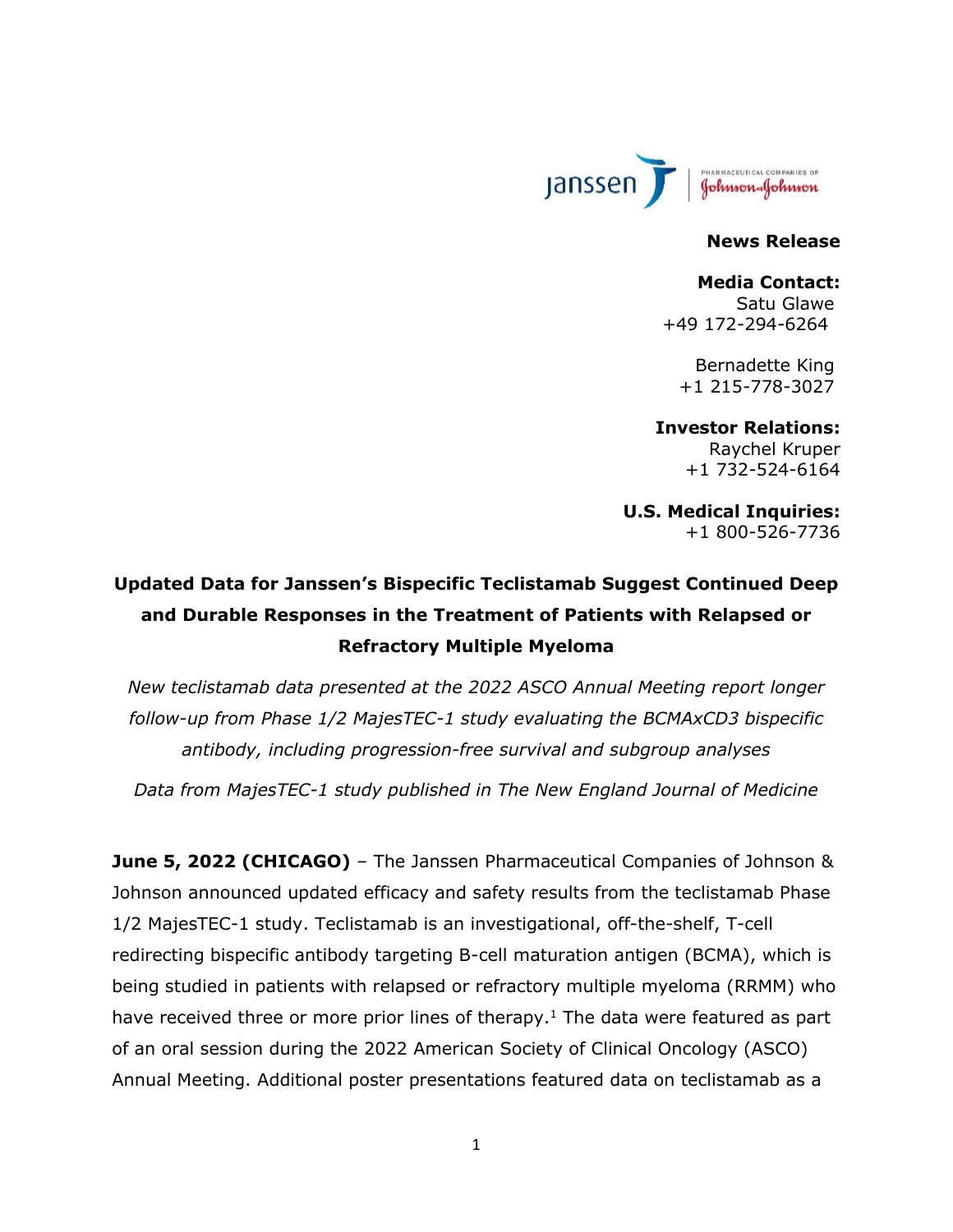**News Release**

**Media Contact:**
Satu Glawe
+49 172-294-6264

Bernadette King
+1 215-778-3027

**Investor Relations:**
Raychel Kruper
+1 732-524-6164

**U.S. Medical Inquiries:**
+1 800-526-7736

# Updated Data for Janssen's Bispecific Teclistamab Suggest Continued Deep and Durable Responses in the Treatment of Patients with Relapsed or Refractory Multiple Myeloma

*New teclistamab data presented at the 2022 ASCO Annual Meeting report longer follow-up from Phase 1/2 MajesTEC-1 study evaluating the BCMAxCD3 bispecific antibody, including progression-free survival and subgroup analyses*

*Data from MajesTEC-1 study published in The New England Journal of Medicine*

**June 5, 2022 (CHICAGO)** – The Janssen Pharmaceutical Companies of Johnson & Johnson announced updated efficacy and safety results from the teclistamab Phase 1/2 MajesTEC-1 study. Teclistamab is an investigational, off-the-shelf, T-cell redirecting bispecific antibody targeting B-cell maturation antigen (BCMA), which is being studied in patients with relapsed or refractory multiple myeloma (RRMM) who have received three or more prior lines of therapy.[1] The data were featured as part of an oral session during the 2022 American Society of Clinical Oncology (ASCO) Annual Meeting. Additional poster presentations featured data on teclistamab as a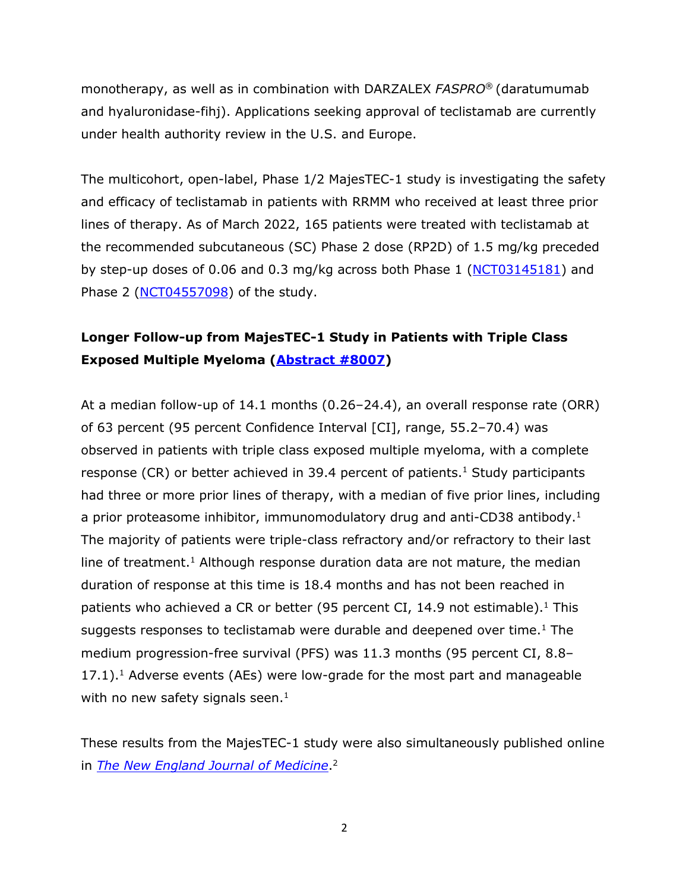monotherapy, as well as in combination with DARZALEX *FASPRO*® (daratumumab and hyaluronidase-fihj). Applications seeking approval of teclistamab are currently under health authority review in the U.S. and Europe.

The multicohort, open-label, Phase 1/2 MajesTEC-1 study is investigating the safety and efficacy of teclistamab in patients with RRMM who received at least three prior lines of therapy. As of March 2022, 165 patients were treated with teclistamab at the recommended subcutaneous (SC) Phase 2 dose (RP2D) of 1.5 mg/kg preceded by step-up doses of 0.06 and 0.3 mg/kg across both Phase 1 (NCT03145181) and Phase 2 (NCT04557098) of the study.

**Longer Follow-up from MajesTEC-1 Study in Patients with Triple Class Exposed Multiple Myeloma (Abstract #8007)**

At a median follow-up of 14.1 months (0.26–24.4), an overall response rate (ORR) of 63 percent (95 percent Confidence Interval [CI], range, 55.2–70.4) was observed in patients with triple class exposed multiple myeloma, with a complete response (CR) or better achieved in 39.4 percent of patients.[1] Study participants had three or more prior lines of therapy, with a median of five prior lines, including a prior proteasome inhibitor, immunomodulatory drug and anti-CD38 antibody.[1] The majority of patients were triple-class refractory and/or refractory to their last line of treatment.[1] Although response duration data are not mature, the median duration of response at this time is 18.4 months and has not been reached in patients who achieved a CR or better (95 percent CI, 14.9 not estimable).[1] This suggests responses to teclistamab were durable and deepened over time.[1] The medium progression-free survival (PFS) was 11.3 months (95 percent CI, 8.8–17.1).[1] Adverse events (AEs) were low-grade for the most part and manageable with no new safety signals seen.[1]

These results from the MajesTEC-1 study were also simultaneously published online in *The New England Journal of Medicine*.[2]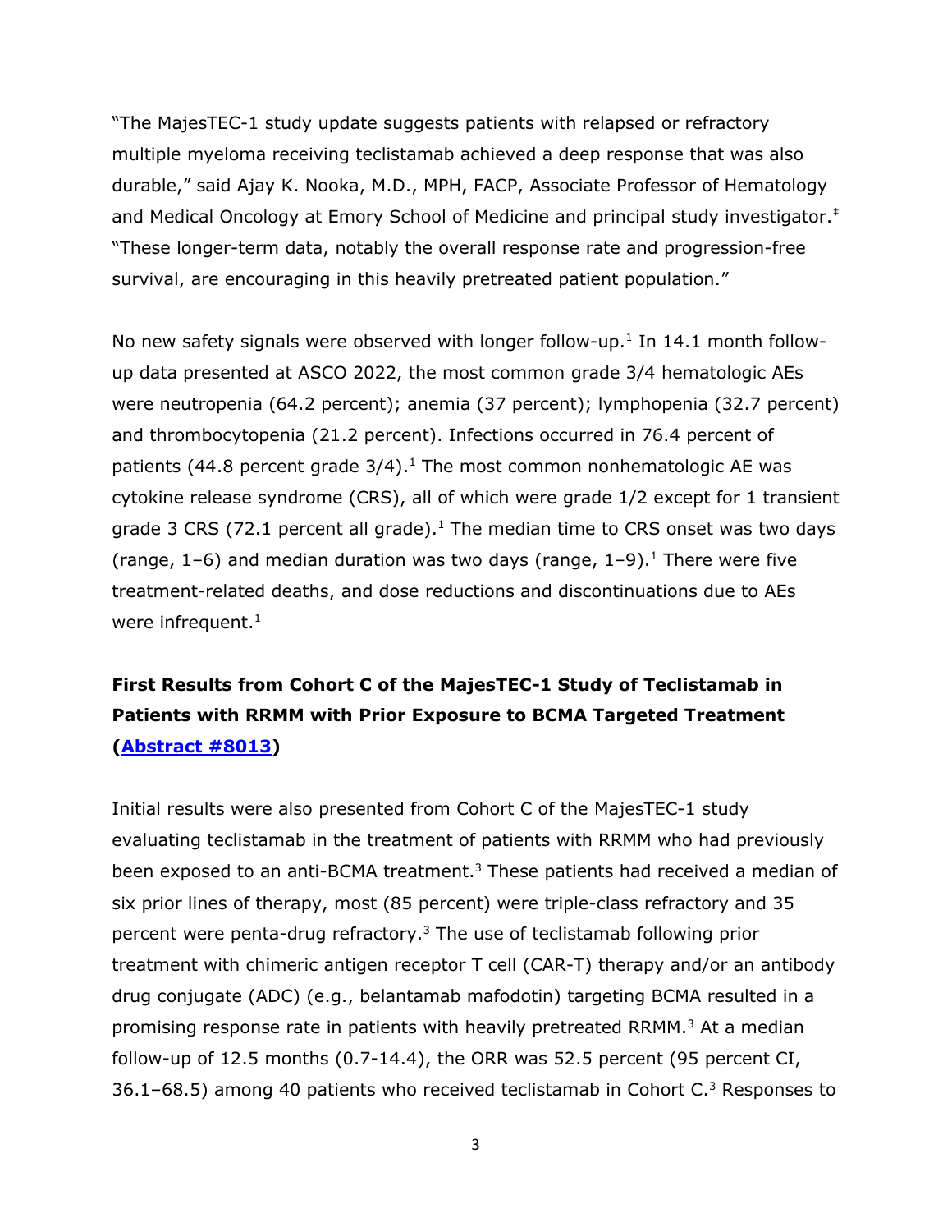"The MajesTEC-1 study update suggests patients with relapsed or refractory multiple myeloma receiving teclistamab achieved a deep response that was also durable," said Ajay K. Nooka, M.D., MPH, FACP, Associate Professor of Hematology and Medical Oncology at Emory School of Medicine and principal study investigator.[‡] "These longer-term data, notably the overall response rate and progression-free survival, are encouraging in this heavily pretreated patient population."

No new safety signals were observed with longer follow-up.[1] In 14.1 month follow-up data presented at ASCO 2022, the most common grade 3/4 hematologic AEs were neutropenia (64.2 percent); anemia (37 percent); lymphopenia (32.7 percent) and thrombocytopenia (21.2 percent). Infections occurred in 76.4 percent of patients (44.8 percent grade 3/4).[1] The most common nonhematologic AE was cytokine release syndrome (CRS), all of which were grade 1/2 except for 1 transient grade 3 CRS (72.1 percent all grade).[1] The median time to CRS onset was two days (range, 1–6) and median duration was two days (range, 1–9).[1] There were five treatment-related deaths, and dose reductions and discontinuations due to AEs were infrequent.[1]

## First Results from Cohort C of the MajesTEC-1 Study of Teclistamab in Patients with RRMM with Prior Exposure to BCMA Targeted Treatment ([Abstract #8013](#))

Initial results were also presented from Cohort C of the MajesTEC-1 study evaluating teclistamab in the treatment of patients with RRMM who had previously been exposed to an anti-BCMA treatment.[3] These patients had received a median of six prior lines of therapy, most (85 percent) were triple-class refractory and 35 percent were penta-drug refractory.[3] The use of teclistamab following prior treatment with chimeric antigen receptor T cell (CAR-T) therapy and/or an antibody drug conjugate (ADC) (e.g., belantamab mafodotin) targeting BCMA resulted in a promising response rate in patients with heavily pretreated RRMM.[3] At a median follow-up of 12.5 months (0.7-14.4), the ORR was 52.5 percent (95 percent CI, 36.1–68.5) among 40 patients who received teclistamab in Cohort C.[3] Responses to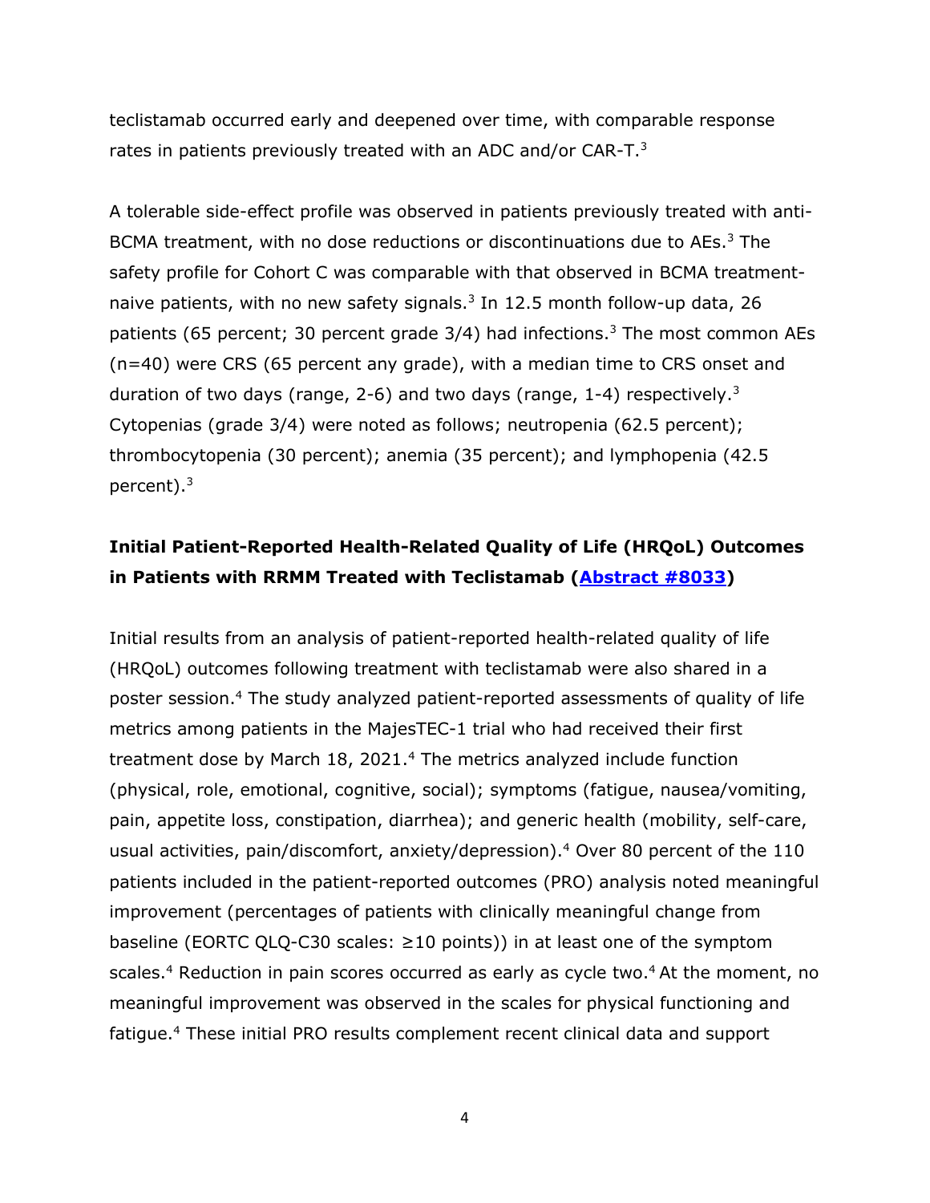teclistamab occurred early and deepened over time, with comparable response rates in patients previously treated with an ADC and/or CAR-T.[3]

A tolerable side-effect profile was observed in patients previously treated with anti-BCMA treatment, with no dose reductions or discontinuations due to AEs.[3] The safety profile for Cohort C was comparable with that observed in BCMA treatment-naive patients, with no new safety signals.[3] In 12.5 month follow-up data, 26 patients (65 percent; 30 percent grade 3/4) had infections.[3] The most common AEs (n=40) were CRS (65 percent any grade), with a median time to CRS onset and duration of two days (range, 2-6) and two days (range, 1-4) respectively.[3] Cytopenias (grade 3/4) were noted as follows; neutropenia (62.5 percent); thrombocytopenia (30 percent); anemia (35 percent); and lymphopenia (42.5 percent).[3]

**Initial Patient-Reported Health-Related Quality of Life (HRQoL) Outcomes in Patients with RRMM Treated with Teclistamab (Abstract #8033)**

Initial results from an analysis of patient-reported health-related quality of life (HRQoL) outcomes following treatment with teclistamab were also shared in a poster session.[4] The study analyzed patient-reported assessments of quality of life metrics among patients in the MajesTEC-1 trial who had received their first treatment dose by March 18, 2021.[4] The metrics analyzed include function (physical, role, emotional, cognitive, social); symptoms (fatigue, nausea/vomiting, pain, appetite loss, constipation, diarrhea); and generic health (mobility, self-care, usual activities, pain/discomfort, anxiety/depression).[4] Over 80 percent of the 110 patients included in the patient-reported outcomes (PRO) analysis noted meaningful improvement (percentages of patients with clinically meaningful change from baseline (EORTC QLQ-C30 scales: ≥10 points)) in at least one of the symptom scales.[4] Reduction in pain scores occurred as early as cycle two.[4] At the moment, no meaningful improvement was observed in the scales for physical functioning and fatigue.[4] These initial PRO results complement recent clinical data and support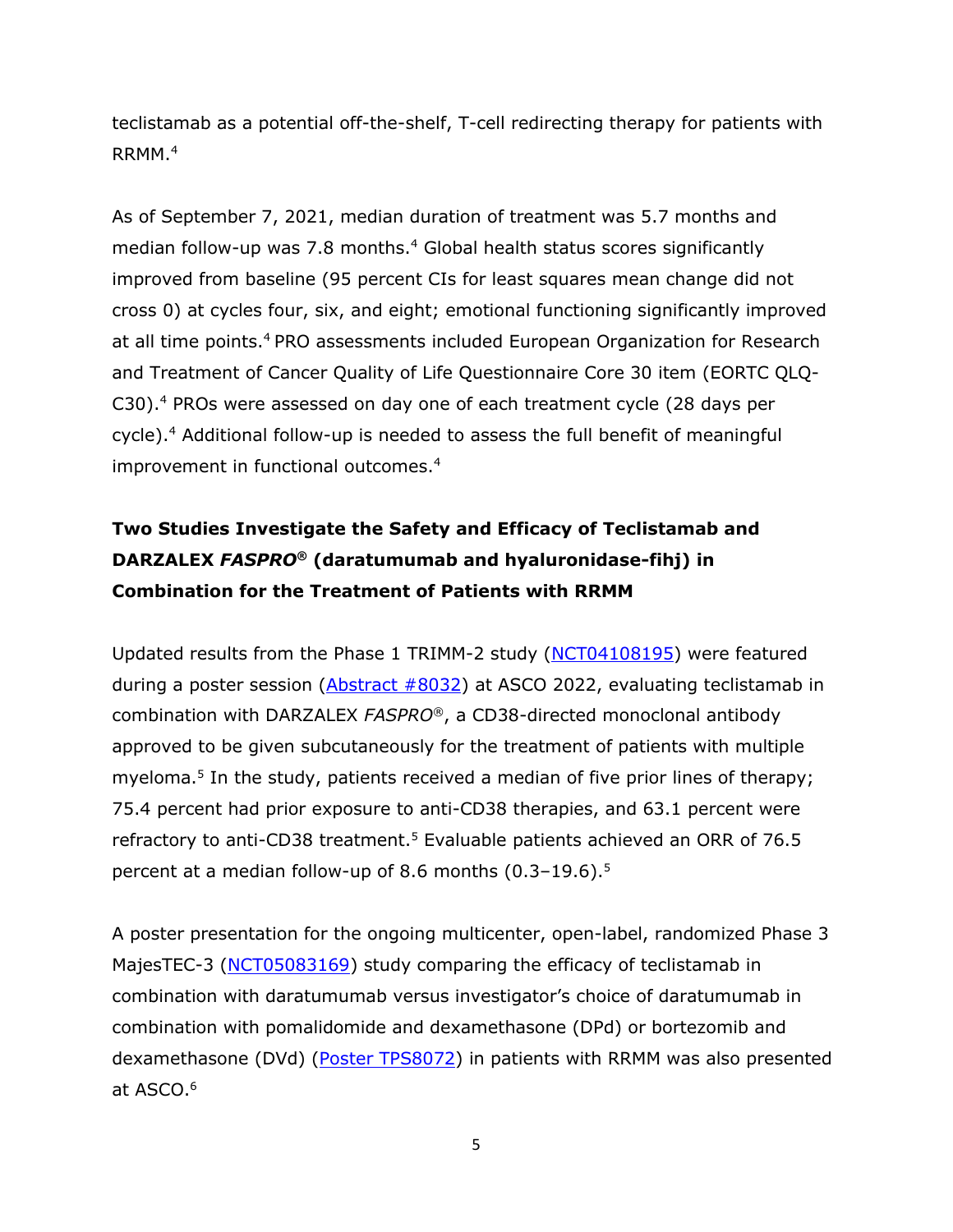teclistamab as a potential off-the-shelf, T-cell redirecting therapy for patients with RRMM.[4]

As of September 7, 2021, median duration of treatment was 5.7 months and median follow-up was 7.8 months.[4] Global health status scores significantly improved from baseline (95 percent CIs for least squares mean change did not cross 0) at cycles four, six, and eight; emotional functioning significantly improved at all time points.[4] PRO assessments included European Organization for Research and Treatment of Cancer Quality of Life Questionnaire Core 30 item (EORTC QLQ-C30).[4] PROs were assessed on day one of each treatment cycle (28 days per cycle).[4] Additional follow-up is needed to assess the full benefit of meaningful improvement in functional outcomes.[4]

**Two Studies Investigate the Safety and Efficacy of Teclistamab and DARZALEX *FASPRO*® (daratumumab and hyaluronidase-fihj) in Combination for the Treatment of Patients with RRMM**

Updated results from the Phase 1 TRIMM-2 study (NCT04108195) were featured during a poster session (Abstract #8032) at ASCO 2022, evaluating teclistamab in combination with DARZALEX *FASPRO*®, a CD38-directed monoclonal antibody approved to be given subcutaneously for the treatment of patients with multiple myeloma.[5] In the study, patients received a median of five prior lines of therapy; 75.4 percent had prior exposure to anti-CD38 therapies, and 63.1 percent were refractory to anti-CD38 treatment.[5] Evaluable patients achieved an ORR of 76.5 percent at a median follow-up of 8.6 months (0.3–19.6).[5]

A poster presentation for the ongoing multicenter, open-label, randomized Phase 3 MajesTEC-3 (NCT05083169) study comparing the efficacy of teclistamab in combination with daratumumab versus investigator's choice of daratumumab in combination with pomalidomide and dexamethasone (DPd) or bortezomib and dexamethasone (DVd) (Poster TPS8072) in patients with RRMM was also presented at ASCO.[6]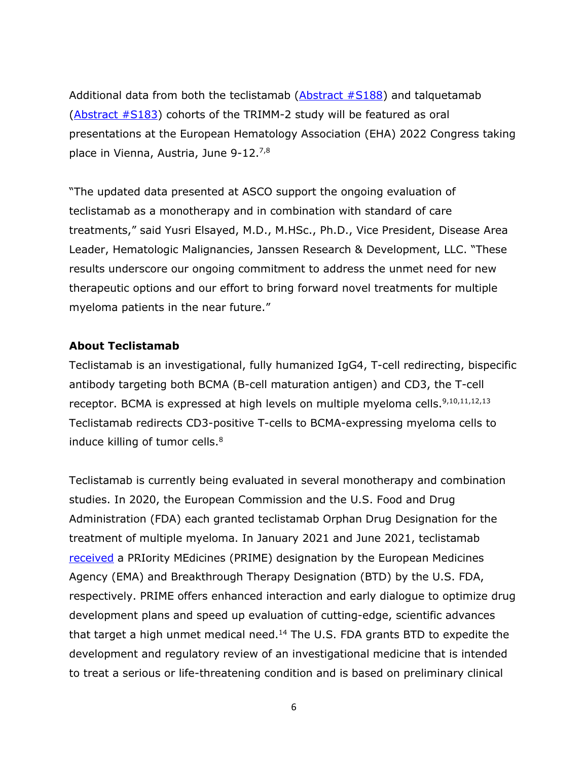Additional data from both the teclistamab (Abstract #S188) and talquetamab (Abstract #S183) cohorts of the TRIMM-2 study will be featured as oral presentations at the European Hematology Association (EHA) 2022 Congress taking place in Vienna, Austria, June 9-12.[7,8]

"The updated data presented at ASCO support the ongoing evaluation of teclistamab as a monotherapy and in combination with standard of care treatments," said Yusri Elsayed, M.D., M.HSc., Ph.D., Vice President, Disease Area Leader, Hematologic Malignancies, Janssen Research & Development, LLC. "These results underscore our ongoing commitment to address the unmet need for new therapeutic options and our effort to bring forward novel treatments for multiple myeloma patients in the near future."

**About Teclistamab**

Teclistamab is an investigational, fully humanized IgG4, T-cell redirecting, bispecific antibody targeting both BCMA (B-cell maturation antigen) and CD3, the T-cell receptor. BCMA is expressed at high levels on multiple myeloma cells.[9,10,11,12,13] Teclistamab redirects CD3-positive T-cells to BCMA-expressing myeloma cells to induce killing of tumor cells.[8]

Teclistamab is currently being evaluated in several monotherapy and combination studies. In 2020, the European Commission and the U.S. Food and Drug Administration (FDA) each granted teclistamab Orphan Drug Designation for the treatment of multiple myeloma. In January 2021 and June 2021, teclistamab received a PRIority MEdicines (PRIME) designation by the European Medicines Agency (EMA) and Breakthrough Therapy Designation (BTD) by the U.S. FDA, respectively. PRIME offers enhanced interaction and early dialogue to optimize drug development plans and speed up evaluation of cutting-edge, scientific advances that target a high unmet medical need.[14] The U.S. FDA grants BTD to expedite the development and regulatory review of an investigational medicine that is intended to treat a serious or life-threatening condition and is based on preliminary clinical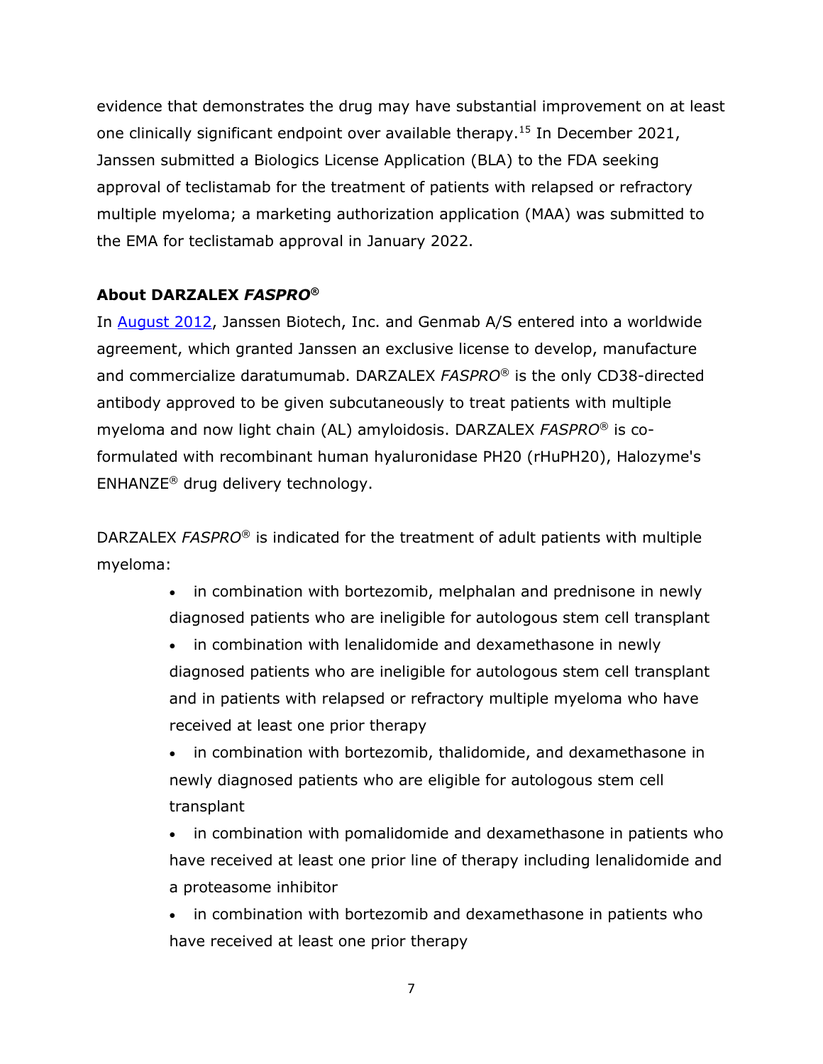evidence that demonstrates the drug may have substantial improvement on at least one clinically significant endpoint over available therapy.[15] In December 2021, Janssen submitted a Biologics License Application (BLA) to the FDA seeking approval of teclistamab for the treatment of patients with relapsed or refractory multiple myeloma; a marketing authorization application (MAA) was submitted to the EMA for teclistamab approval in January 2022.

### About DARZALEX *FASPRO*®

In [August 2012](), Janssen Biotech, Inc. and Genmab A/S entered into a worldwide agreement, which granted Janssen an exclusive license to develop, manufacture and commercialize daratumumab. DARZALEX *FASPRO*® is the only CD38-directed antibody approved to be given subcutaneously to treat patients with multiple myeloma and now light chain (AL) amyloidosis. DARZALEX *FASPRO*® is co-formulated with recombinant human hyaluronidase PH20 (rHuPH20), Halozyme's ENHANZE® drug delivery technology.

DARZALEX *FASPRO*® is indicated for the treatment of adult patients with multiple myeloma:

- in combination with bortezomib, melphalan and prednisone in newly diagnosed patients who are ineligible for autologous stem cell transplant
- in combination with lenalidomide and dexamethasone in newly diagnosed patients who are ineligible for autologous stem cell transplant and in patients with relapsed or refractory multiple myeloma who have received at least one prior therapy
- in combination with bortezomib, thalidomide, and dexamethasone in newly diagnosed patients who are eligible for autologous stem cell transplant
- in combination with pomalidomide and dexamethasone in patients who have received at least one prior line of therapy including lenalidomide and a proteasome inhibitor
- in combination with bortezomib and dexamethasone in patients who have received at least one prior therapy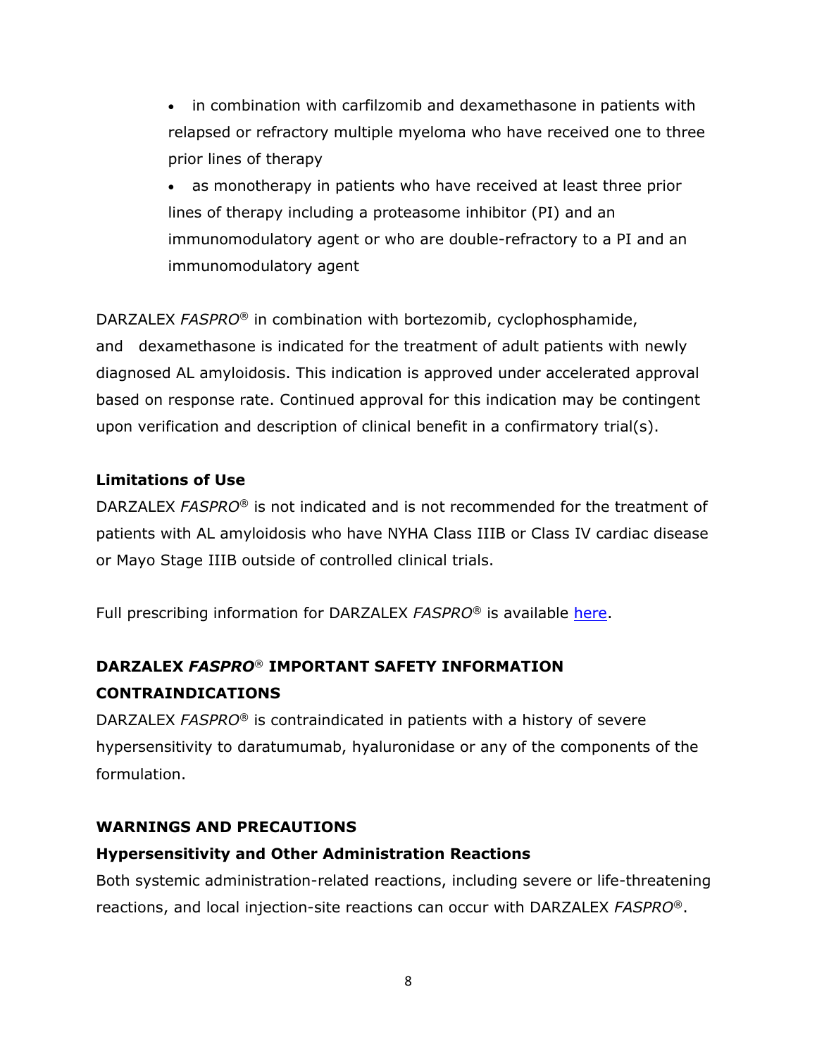- in combination with carfilzomib and dexamethasone in patients with relapsed or refractory multiple myeloma who have received one to three prior lines of therapy
- as monotherapy in patients who have received at least three prior lines of therapy including a proteasome inhibitor (PI) and an immunomodulatory agent or who are double-refractory to a PI and an immunomodulatory agent

DARZALEX *FASPRO*® in combination with bortezomib, cyclophosphamide, and dexamethasone is indicated for the treatment of adult patients with newly diagnosed AL amyloidosis. This indication is approved under accelerated approval based on response rate. Continued approval for this indication may be contingent upon verification and description of clinical benefit in a confirmatory trial(s).

**Limitations of Use**

DARZALEX *FASPRO*® is not indicated and is not recommended for the treatment of patients with AL amyloidosis who have NYHA Class IIIB or Class IV cardiac disease or Mayo Stage IIIB outside of controlled clinical trials.

Full prescribing information for DARZALEX *FASPRO*® is available here.

**DARZALEX *FASPRO*® IMPORTANT SAFETY INFORMATION**

**CONTRAINDICATIONS**

DARZALEX *FASPRO*® is contraindicated in patients with a history of severe hypersensitivity to daratumumab, hyaluronidase or any of the components of the formulation.

**WARNINGS AND PRECAUTIONS**

**Hypersensitivity and Other Administration Reactions**

Both systemic administration-related reactions, including severe or life-threatening reactions, and local injection-site reactions can occur with DARZALEX *FASPRO*®.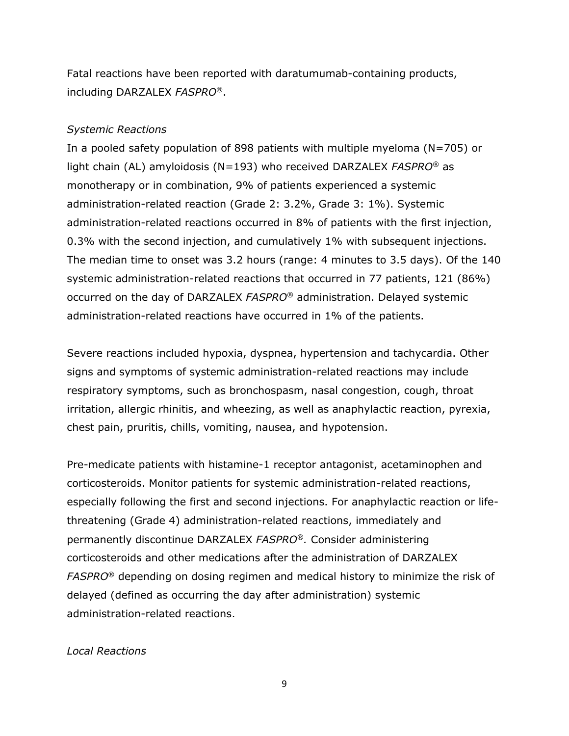Fatal reactions have been reported with daratumumab-containing products, including DARZALEX *FASPRO*®.

*Systemic Reactions*

In a pooled safety population of 898 patients with multiple myeloma (N=705) or light chain (AL) amyloidosis (N=193) who received DARZALEX *FASPRO*® as monotherapy or in combination, 9% of patients experienced a systemic administration-related reaction (Grade 2: 3.2%, Grade 3: 1%). Systemic administration-related reactions occurred in 8% of patients with the first injection, 0.3% with the second injection, and cumulatively 1% with subsequent injections. The median time to onset was 3.2 hours (range: 4 minutes to 3.5 days). Of the 140 systemic administration-related reactions that occurred in 77 patients, 121 (86%) occurred on the day of DARZALEX *FASPRO*® administration. Delayed systemic administration-related reactions have occurred in 1% of the patients.

Severe reactions included hypoxia, dyspnea, hypertension and tachycardia. Other signs and symptoms of systemic administration-related reactions may include respiratory symptoms, such as bronchospasm, nasal congestion, cough, throat irritation, allergic rhinitis, and wheezing, as well as anaphylactic reaction, pyrexia, chest pain, pruritis, chills, vomiting, nausea, and hypotension.

Pre-medicate patients with histamine-1 receptor antagonist, acetaminophen and corticosteroids. Monitor patients for systemic administration-related reactions, especially following the first and second injections. For anaphylactic reaction or life-threatening (Grade 4) administration-related reactions, immediately and permanently discontinue DARZALEX *FASPRO*®*.* Consider administering corticosteroids and other medications after the administration of DARZALEX *FASPRO*® depending on dosing regimen and medical history to minimize the risk of delayed (defined as occurring the day after administration) systemic administration-related reactions.

*Local Reactions*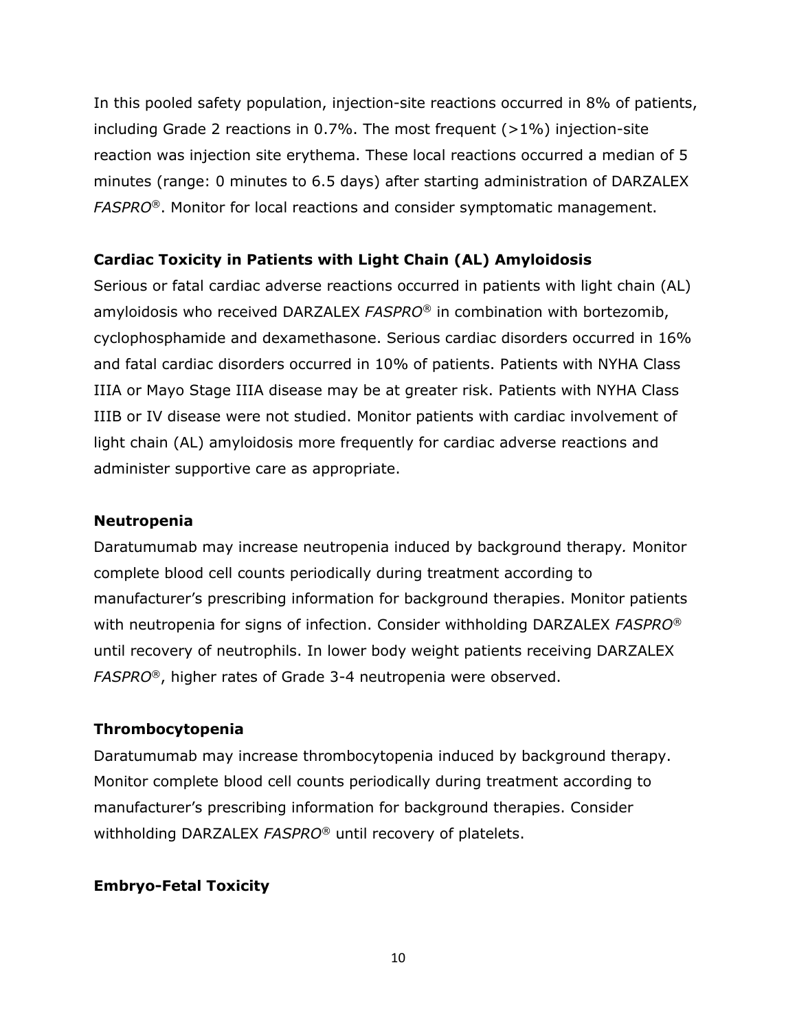In this pooled safety population, injection-site reactions occurred in 8% of patients, including Grade 2 reactions in 0.7%. The most frequent (>1%) injection-site reaction was injection site erythema. These local reactions occurred a median of 5 minutes (range: 0 minutes to 6.5 days) after starting administration of DARZALEX *FASPRO*®. Monitor for local reactions and consider symptomatic management.

**Cardiac Toxicity in Patients with Light Chain (AL) Amyloidosis**

Serious or fatal cardiac adverse reactions occurred in patients with light chain (AL) amyloidosis who received DARZALEX *FASPRO*® in combination with bortezomib, cyclophosphamide and dexamethasone. Serious cardiac disorders occurred in 16% and fatal cardiac disorders occurred in 10% of patients. Patients with NYHA Class IIIA or Mayo Stage IIIA disease may be at greater risk. Patients with NYHA Class IIIB or IV disease were not studied. Monitor patients with cardiac involvement of light chain (AL) amyloidosis more frequently for cardiac adverse reactions and administer supportive care as appropriate.

**Neutropenia**

Daratumumab may increase neutropenia induced by background therapy. Monitor complete blood cell counts periodically during treatment according to manufacturer's prescribing information for background therapies. Monitor patients with neutropenia for signs of infection. Consider withholding DARZALEX *FASPRO*® until recovery of neutrophils. In lower body weight patients receiving DARZALEX *FASPRO*®, higher rates of Grade 3-4 neutropenia were observed.

**Thrombocytopenia**

Daratumumab may increase thrombocytopenia induced by background therapy. Monitor complete blood cell counts periodically during treatment according to manufacturer's prescribing information for background therapies. Consider withholding DARZALEX *FASPRO*® until recovery of platelets.

**Embryo-Fetal Toxicity**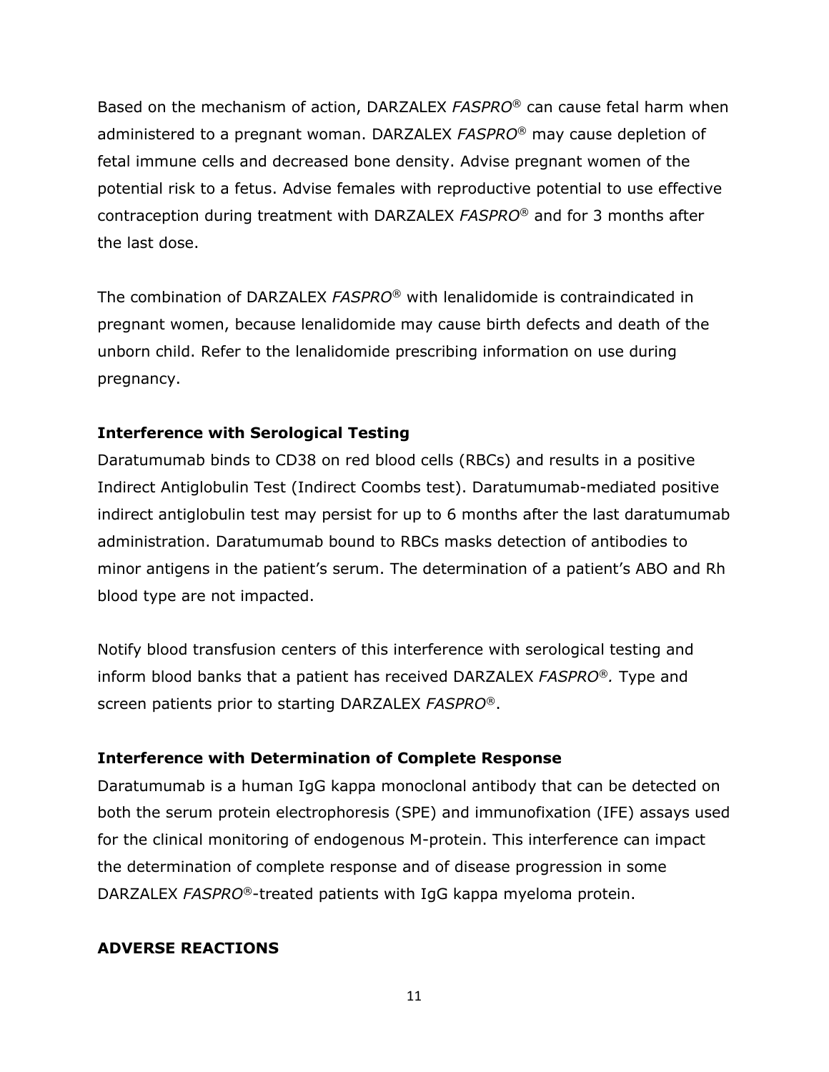Based on the mechanism of action, DARZALEX *FASPRO*® can cause fetal harm when administered to a pregnant woman. DARZALEX *FASPRO*® may cause depletion of fetal immune cells and decreased bone density. Advise pregnant women of the potential risk to a fetus. Advise females with reproductive potential to use effective contraception during treatment with DARZALEX *FASPRO*® and for 3 months after the last dose.

The combination of DARZALEX *FASPRO*® with lenalidomide is contraindicated in pregnant women, because lenalidomide may cause birth defects and death of the unborn child. Refer to the lenalidomide prescribing information on use during pregnancy.

**Interference with Serological Testing**

Daratumumab binds to CD38 on red blood cells (RBCs) and results in a positive Indirect Antiglobulin Test (Indirect Coombs test). Daratumumab-mediated positive indirect antiglobulin test may persist for up to 6 months after the last daratumumab administration. Daratumumab bound to RBCs masks detection of antibodies to minor antigens in the patient's serum. The determination of a patient's ABO and Rh blood type are not impacted.

Notify blood transfusion centers of this interference with serological testing and inform blood banks that a patient has received DARZALEX *FASPRO*®. Type and screen patients prior to starting DARZALEX *FASPRO*®.

**Interference with Determination of Complete Response**

Daratumumab is a human IgG kappa monoclonal antibody that can be detected on both the serum protein electrophoresis (SPE) and immunofixation (IFE) assays used for the clinical monitoring of endogenous M-protein. This interference can impact the determination of complete response and of disease progression in some DARZALEX *FASPRO*®-treated patients with IgG kappa myeloma protein.

**ADVERSE REACTIONS**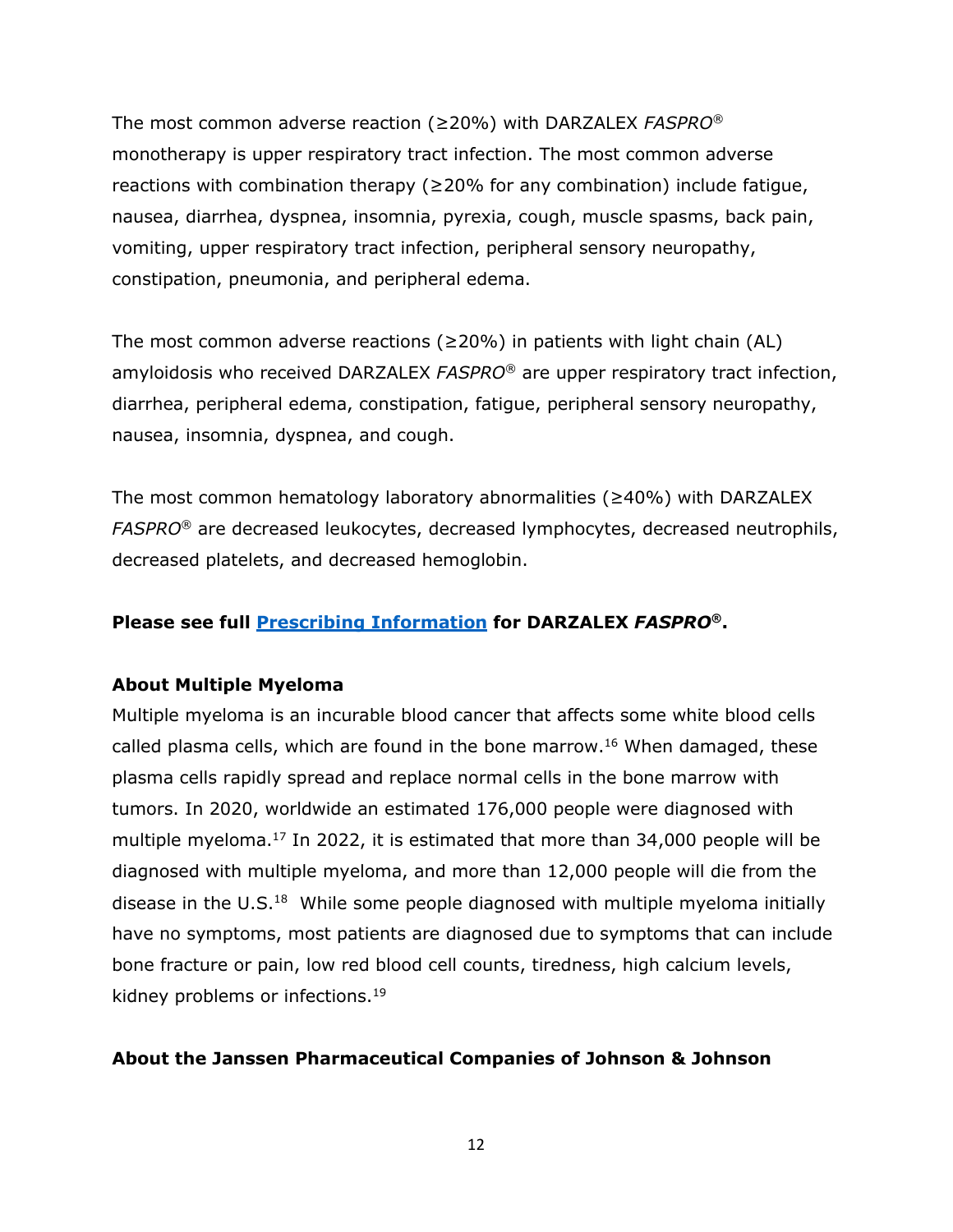The most common adverse reaction (≥20%) with DARZALEX *FASPRO*® monotherapy is upper respiratory tract infection. The most common adverse reactions with combination therapy (≥20% for any combination) include fatigue, nausea, diarrhea, dyspnea, insomnia, pyrexia, cough, muscle spasms, back pain, vomiting, upper respiratory tract infection, peripheral sensory neuropathy, constipation, pneumonia, and peripheral edema.

The most common adverse reactions (≥20%) in patients with light chain (AL) amyloidosis who received DARZALEX *FASPRO*® are upper respiratory tract infection, diarrhea, peripheral edema, constipation, fatigue, peripheral sensory neuropathy, nausea, insomnia, dyspnea, and cough.

The most common hematology laboratory abnormalities (≥40%) with DARZALEX *FASPRO*® are decreased leukocytes, decreased lymphocytes, decreased neutrophils, decreased platelets, and decreased hemoglobin.

**Please see full Prescribing Information for DARZALEX *FASPRO*®.**

**About Multiple Myeloma**

Multiple myeloma is an incurable blood cancer that affects some white blood cells called plasma cells, which are found in the bone marrow.[16] When damaged, these plasma cells rapidly spread and replace normal cells in the bone marrow with tumors. In 2020, worldwide an estimated 176,000 people were diagnosed with multiple myeloma.[17] In 2022, it is estimated that more than 34,000 people will be diagnosed with multiple myeloma, and more than 12,000 people will die from the disease in the U.S.[18] While some people diagnosed with multiple myeloma initially have no symptoms, most patients are diagnosed due to symptoms that can include bone fracture or pain, low red blood cell counts, tiredness, high calcium levels, kidney problems or infections.[19]

**About the Janssen Pharmaceutical Companies of Johnson & Johnson**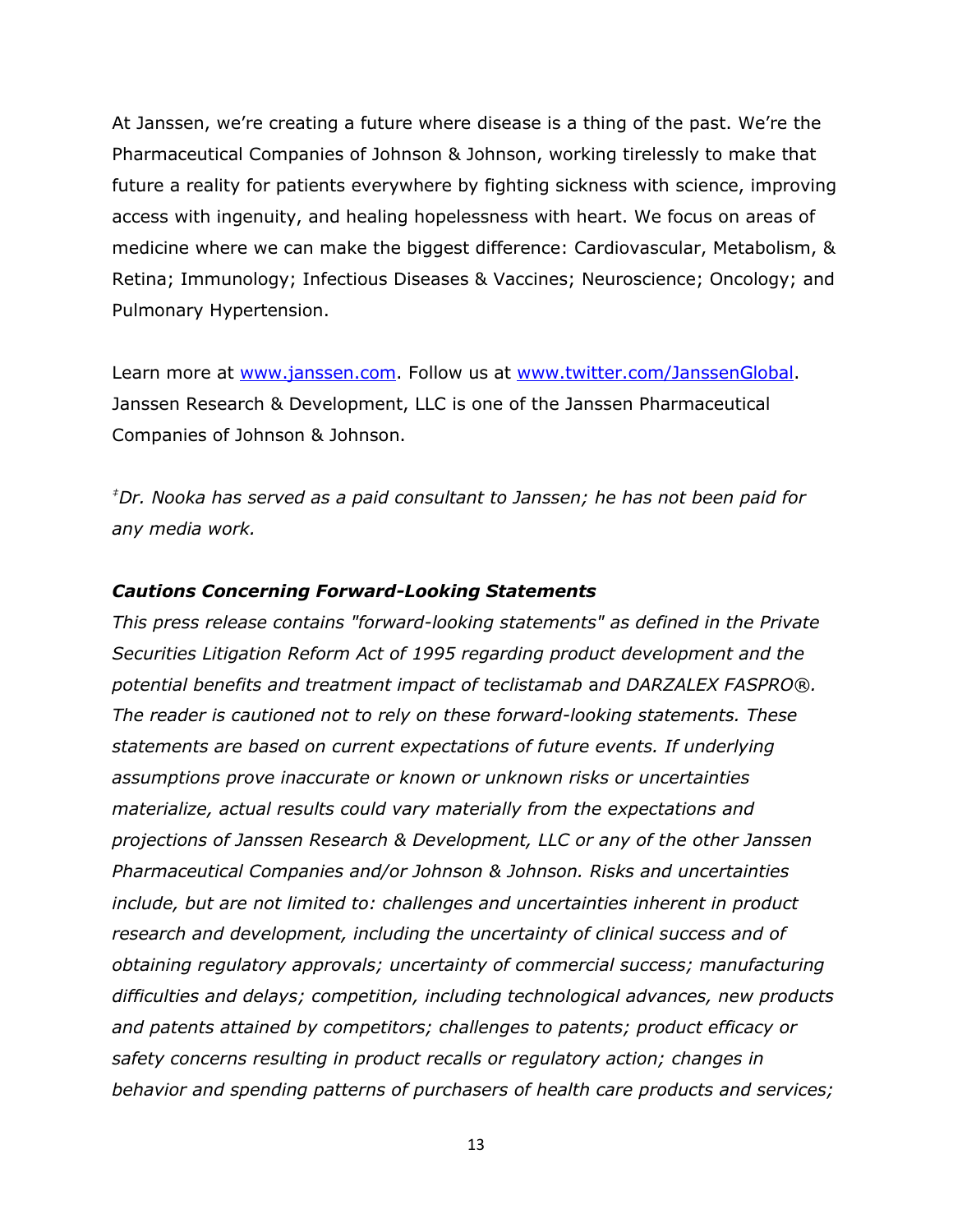At Janssen, we're creating a future where disease is a thing of the past. We're the Pharmaceutical Companies of Johnson & Johnson, working tirelessly to make that future a reality for patients everywhere by fighting sickness with science, improving access with ingenuity, and healing hopelessness with heart. We focus on areas of medicine where we can make the biggest difference: Cardiovascular, Metabolism, & Retina; Immunology; Infectious Diseases & Vaccines; Neuroscience; Oncology; and Pulmonary Hypertension.

Learn more at [www.janssen.com](http://www.janssen.com). Follow us at [www.twitter.com/JanssenGlobal](http://www.twitter.com/JanssenGlobal). Janssen Research & Development, LLC is one of the Janssen Pharmaceutical Companies of Johnson & Johnson.

*[‡]Dr. Nooka has served as a paid consultant to Janssen; he has not been paid for any media work.*

***Cautions Concerning Forward-Looking Statements***

*This press release contains "forward-looking statements" as defined in the Private Securities Litigation Reform Act of 1995 regarding product development and the potential benefits and treatment impact of teclistamab* and *DARZALEX FASPRO®. The reader is cautioned not to rely on these forward-looking statements. These statements are based on current expectations of future events. If underlying assumptions prove inaccurate or known or unknown risks or uncertainties materialize, actual results could vary materially from the expectations and projections of Janssen Research & Development, LLC or any of the other Janssen Pharmaceutical Companies and/or Johnson & Johnson. Risks and uncertainties include, but are not limited to: challenges and uncertainties inherent in product research and development, including the uncertainty of clinical success and of obtaining regulatory approvals; uncertainty of commercial success; manufacturing difficulties and delays; competition, including technological advances, new products and patents attained by competitors; challenges to patents; product efficacy or safety concerns resulting in product recalls or regulatory action; changes in behavior and spending patterns of purchasers of health care products and services;*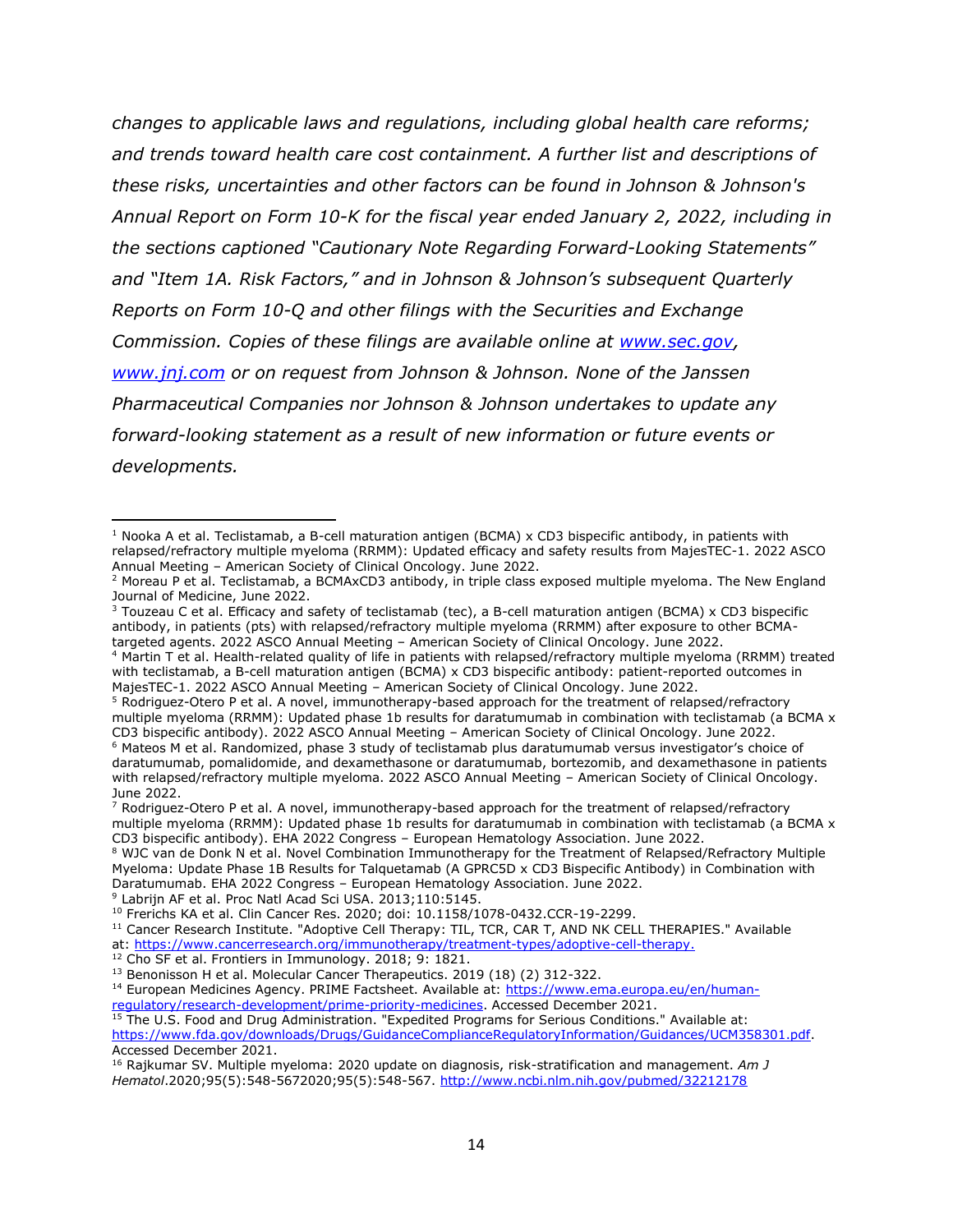*changes to applicable laws and regulations, including global health care reforms; and trends toward health care cost containment. A further list and descriptions of these risks, uncertainties and other factors can be found in Johnson & Johnson's Annual Report on Form 10-K for the fiscal year ended January 2, 2022, including in the sections captioned "Cautionary Note Regarding Forward-Looking Statements" and "Item 1A. Risk Factors," and in Johnson & Johnson's subsequent Quarterly Reports on Form 10-Q and other filings with the Securities and Exchange Commission. Copies of these filings are available online at [www.sec.gov](http://www.sec.gov), [www.jnj.com](http://www.jnj.com) or on request from Johnson & Johnson. None of the Janssen Pharmaceutical Companies nor Johnson & Johnson undertakes to update any forward-looking statement as a result of new information or future events or developments.*

---

[1] Nooka A et al. Teclistamab, a B-cell maturation antigen (BCMA) x CD3 bispecific antibody, in patients with relapsed/refractory multiple myeloma (RRMM): Updated efficacy and safety results from MajesTEC-1. 2022 ASCO Annual Meeting – American Society of Clinical Oncology. June 2022.

[2] Moreau P et al. Teclistamab, a BCMAxCD3 antibody, in triple class exposed multiple myeloma. The New England Journal of Medicine, June 2022.

[3] Touzeau C et al. Efficacy and safety of teclistamab (tec), a B-cell maturation antigen (BCMA) x CD3 bispecific antibody, in patients (pts) with relapsed/refractory multiple myeloma (RRMM) after exposure to other BCMA-targeted agents. 2022 ASCO Annual Meeting – American Society of Clinical Oncology. June 2022.

[4] Martin T et al. Health-related quality of life in patients with relapsed/refractory multiple myeloma (RRMM) treated with teclistamab, a B-cell maturation antigen (BCMA) x CD3 bispecific antibody: patient-reported outcomes in MajesTEC-1. 2022 ASCO Annual Meeting – American Society of Clinical Oncology. June 2022.

[5] Rodriguez-Otero P et al. A novel, immunotherapy-based approach for the treatment of relapsed/refractory multiple myeloma (RRMM): Updated phase 1b results for daratumumab in combination with teclistamab (a BCMA x CD3 bispecific antibody). 2022 ASCO Annual Meeting – American Society of Clinical Oncology. June 2022.

[6] Mateos M et al. Randomized, phase 3 study of teclistamab plus daratumumab versus investigator's choice of daratumumab, pomalidomide, and dexamethasone or daratumumab, bortezomib, and dexamethasone in patients with relapsed/refractory multiple myeloma. 2022 ASCO Annual Meeting – American Society of Clinical Oncology. June 2022.

[7] Rodriguez-Otero P et al. A novel, immunotherapy-based approach for the treatment of relapsed/refractory multiple myeloma (RRMM): Updated phase 1b results for daratumumab in combination with teclistamab (a BCMA x CD3 bispecific antibody). EHA 2022 Congress – European Hematology Association. June 2022.

[8] WJC van de Donk N et al. Novel Combination Immunotherapy for the Treatment of Relapsed/Refractory Multiple Myeloma: Update Phase 1B Results for Talquetamab (A GPRC5D x CD3 Bispecific Antibody) in Combination with Daratumumab. EHA 2022 Congress – European Hematology Association. June 2022.

[9] Labrijn AF et al. Proc Natl Acad Sci USA. 2013;110:5145.

[10] Frerichs KA et al. Clin Cancer Res. 2020; doi: 10.1158/1078-0432.CCR-19-2299.

[11] Cancer Research Institute. "Adoptive Cell Therapy: TIL, TCR, CAR T, AND NK CELL THERAPIES." Available at: [https://www.cancerresearch.org/immunotherapy/treatment-types/adoptive-cell-therapy.](https://www.cancerresearch.org/immunotherapy/treatment-types/adoptive-cell-therapy)

[12] Cho SF et al. Frontiers in Immunology. 2018; 9: 1821.

[13] Benonisson H et al. Molecular Cancer Therapeutics. 2019 (18) (2) 312-322.

[14] European Medicines Agency. PRIME Factsheet. Available at: [https://www.ema.europa.eu/en/human-regulatory/research-development/prime-priority-medicines](https://www.ema.europa.eu/en/human-regulatory/research-development/prime-priority-medicines). Accessed December 2021.

[15] The U.S. Food and Drug Administration. "Expedited Programs for Serious Conditions." Available at: [https://www.fda.gov/downloads/Drugs/GuidanceComplianceRegulatoryInformation/Guidances/UCM358301.pdf](https://www.fda.gov/downloads/Drugs/GuidanceComplianceRegulatoryInformation/Guidances/UCM358301.pdf). Accessed December 2021.

[16] Rajkumar SV. Multiple myeloma: 2020 update on diagnosis, risk-stratification and management. *Am J Hematol*.2020;95(5):548-5672020;95(5):548-567. [http://www.ncbi.nlm.nih.gov/pubmed/32212178](http://www.ncbi.nlm.nih.gov/pubmed/32212178)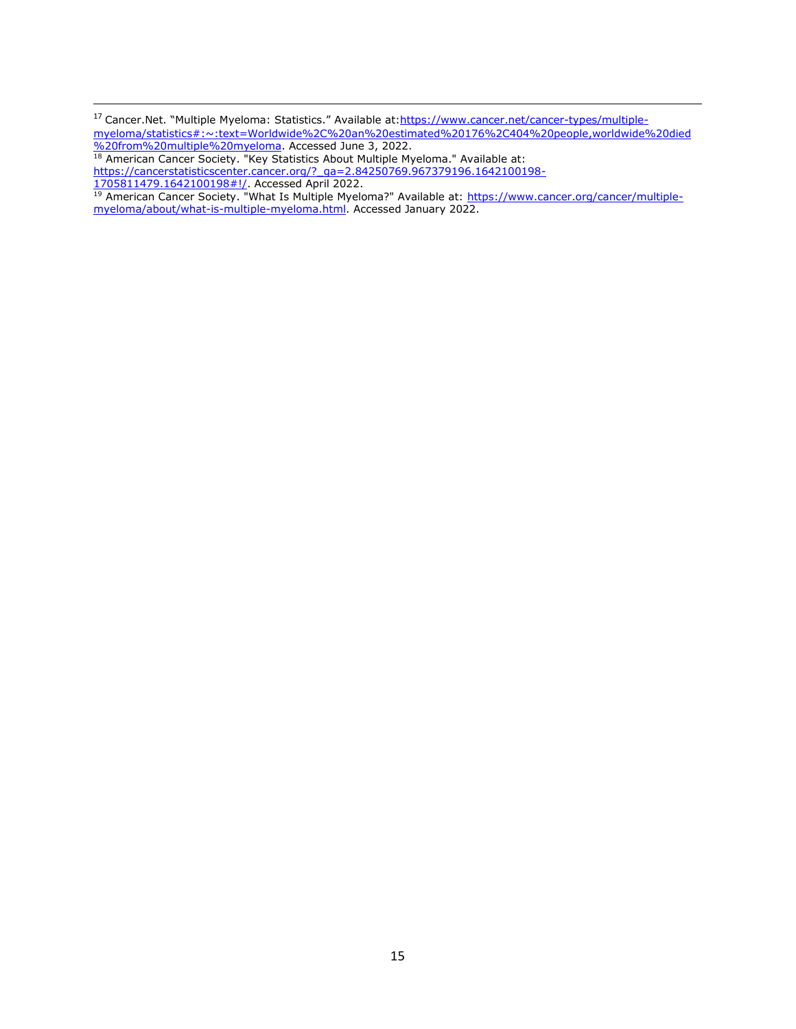[17] Cancer.Net. "Multiple Myeloma: Statistics." Available at:https://www.cancer.net/cancer-types/multiple-myeloma/statistics#:~:text=Worldwide%2C%20an%20estimated%20176%2C404%20people,worldwide%20died%20from%20multiple%20myeloma. Accessed June 3, 2022.

[18] American Cancer Society. "Key Statistics About Multiple Myeloma." Available at: https://cancerstatisticscenter.cancer.org/?_ga=2.84250769.967379196.1642100198-1705811479.1642100198#!/. Accessed April 2022.

[19] American Cancer Society. "What Is Multiple Myeloma?" Available at: https://www.cancer.org/cancer/multiple-myeloma/about/what-is-multiple-myeloma.html. Accessed January 2022.